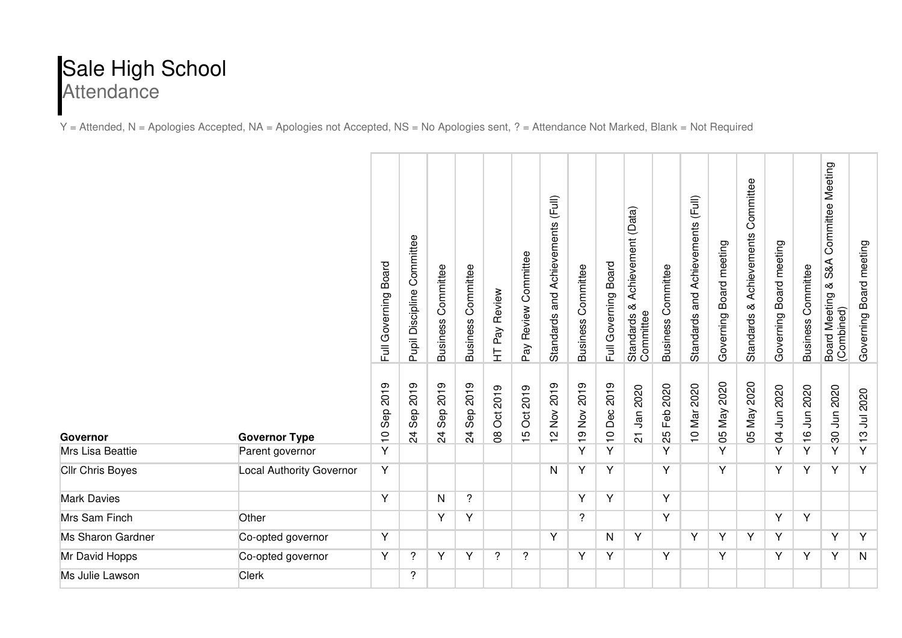# Sale High School

## Attendance

Y = Attended, N = Apologies Accepted, NA = Apologies not Accepted, NS = No Apologies sent, ? = Attendance Not Marked, Blank = Not Required

| Governor | Governor Type | Full Governing Board 10 Sep 2019 | Pupil Discipline Committee 24 Sep 2019 | Business Committee 24 Sep 2019 | Business Commitee 24 Sep 2019 | HT Pay Review 08 Oct 2019 | Pay Review Committee 15 Oct 2019 | Standards and Achievements (Full) 12 Nov 2019 | Business Commitee 19 Nov 2019 | Full Governing Board 10 Dec 2019 | Standards & Achievement (Data) Committee 21 Jan 2020 | Business Commitee 25 Feb 2020 | Standards and Achievements (Full) 10 Mar 2020 | Governing Board meeting 05 May 2020 | Standards & Achievements Committee 05 May 2020 | Governing Board meeting 04 Jun 2020 | Business Commitee 16 Jun 2020 | Board Meeting & S&A Committee Meeting (Combined) 30 Jun 2020 | Governing Board meeting 13 Jul 2020 |
|---|---|---|---|---|---|---|---|---|---|---|---|---|---|---|---|---|---|---|---|
| Mrs Lisa Beattie | Parent governor | Y | | | | | | | Y | Y | | Y | | Y | | Y | Y | Y | Y |
| Cllr Chris Boyes | Local Authority Governor | Y | | | | | | N | Y | Y | | Y | | Y | | Y | Y | Y | Y |
| Mark Davies | | Y | | N | ? | | | | Y | Y | | Y | | | | | | | |
| Mrs Sam Finch | Other | | | Y | Y | | | | ? | | | Y | | | | Y | Y | | |
| Ms Sharon Gardner | Co-opted governor | Y | | | | | | Y | | N | Y | | Y | Y | Y | Y | | Y | Y |
| Mr David Hopps | Co-opted governor | Y | ? | Y | Y | ? | ? | | Y | Y | | Y | | Y | | Y | Y | Y | N |
| Ms Julie Lawson | Clerk | | ? | | | | | | | | | | | | | | | | |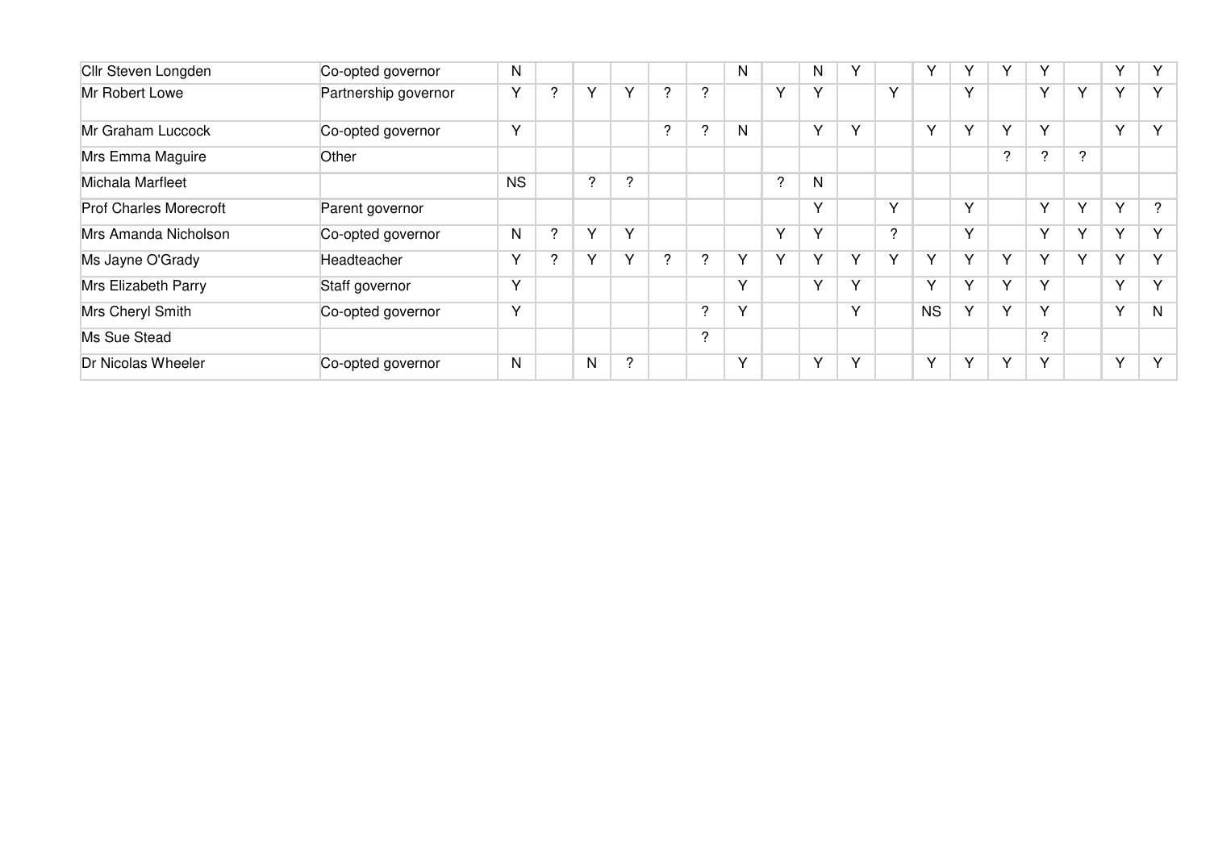| | | | | | | | | | | | | | | | | | | | |
|---|---|---|---|---|---|---|---|---|---|---|---|---|---|---|---|---|---|---|---|
| Cllr Steven Longden | Co-opted governor | N | | | | | | N | | N | Y | | Y | Y | Y | Y | | Y | Y |
| Mr Robert Lowe | Partnership governor | Y | ? | Y | Y | ? | ? | | Y | Y | | Y | | Y | | Y | Y | Y | Y |
| Mr Graham Luccock | Co-opted governor | Y | | | | ? | ? | N | | Y | Y | | Y | Y | Y | Y | | Y | Y |
| Mrs Emma Maguire | Other | | | | | | | | | | | | | | ? | ? | ? | | |
| Michala Marfleet | | NS | | ? | ? | | | | ? | N | | | | | | | | | |
| Prof Charles Morecroft | Parent governor | | | | | | | | | Y | | Y | | Y | | Y | Y | Y | ? |
| Mrs Amanda Nicholson | Co-opted governor | N | ? | Y | Y | | | | Y | Y | | ? | | Y | | Y | Y | Y | Y |
| Ms Jayne O'Grady | Headteacher | Y | ? | Y | Y | ? | ? | Y | Y | Y | Y | Y | Y | Y | Y | Y | Y | Y | Y |
| Mrs Elizabeth Parry | Staff governor | Y | | | | | | Y | | Y | Y | | Y | Y | Y | Y | | Y | Y |
| Mrs Cheryl Smith | Co-opted governor | Y | | | | | ? | Y | | | Y | | NS | Y | Y | Y | | Y | N |
| Ms Sue Stead | | | | | | | ? | | | | | | | | | ? | | | |
| Dr Nicolas Wheeler | Co-opted governor | N | | N | ? | | | Y | | Y | Y | | Y | Y | Y | Y | | Y | Y |